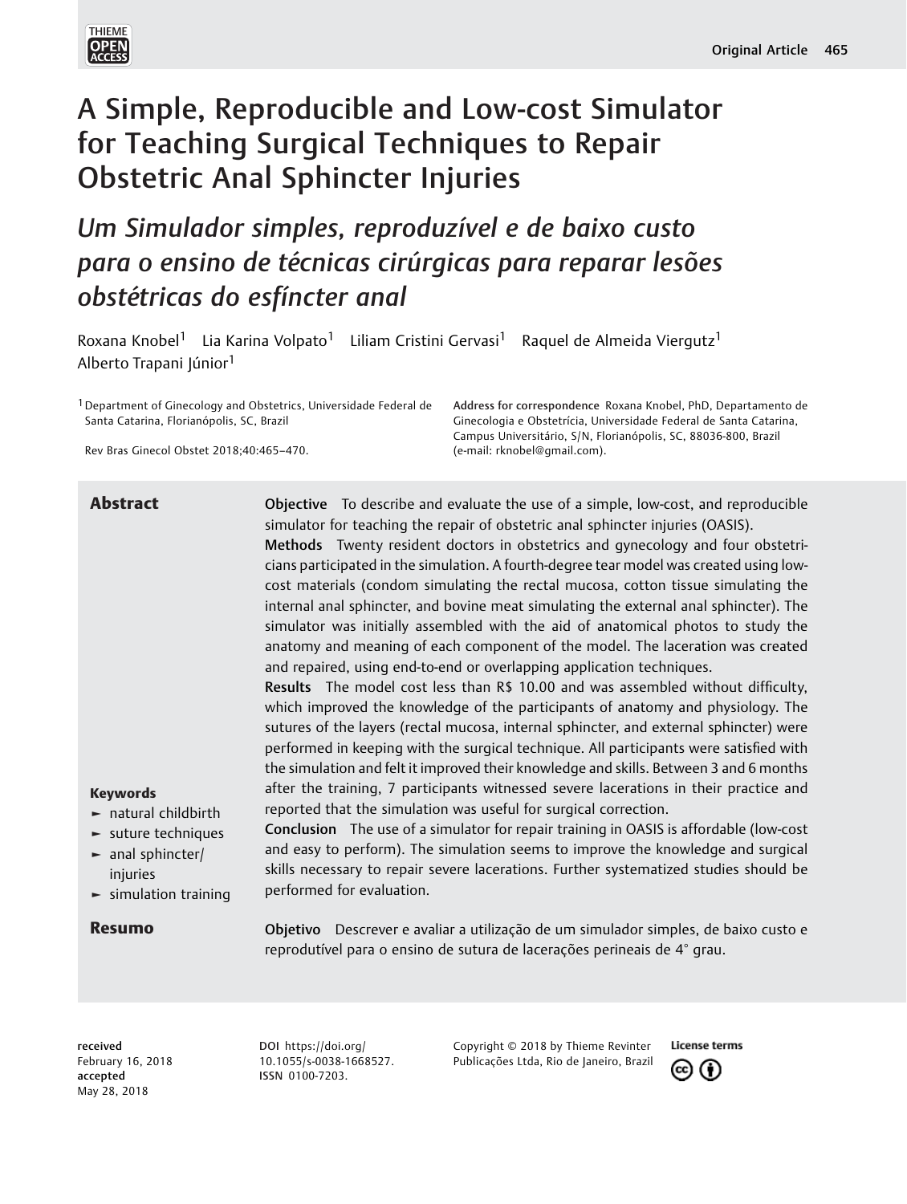# A Simple, Reproducible and Low-cost Simulator for Teaching Surgical Techniques to Repair Obstetric Anal Sphincter Injuries

## *Um Simulador simples, reproduzível e de baixo custo para o ensino de técnicas cirúrgicas para reparar lesões obstétricas do esfíncter anal*

Roxana Knobel[1] Lia Karina Volpato[1] Liliam Cristini Gervasi[1] Raquel de Almeida Viergutz[1] Alberto Trapani Júnior[1]

[1] Department of Ginecology and Obstetrics, Universidade Federal de Santa Catarina, Florianópolis, SC, Brazil

Rev Bras Ginecol Obstet 2018;40:465–470.

**Address for correspondence** Roxana Knobel, PhD, Departamento de Ginecologia e Obstetrícia, Universidade Federal de Santa Catarina, Campus Universitário, S/N, Florianópolis, SC, 88036-800, Brazil (e-mail: rknobel@gmail.com).

## Abstract

**Objective** To describe and evaluate the use of a simple, low-cost, and reproducible simulator for teaching the repair of obstetric anal sphincter injuries (OASIS).

**Methods** Twenty resident doctors in obstetrics and gynecology and four obstetricians participated in the simulation. A fourth-degree tear model was created using low-cost materials (condom simulating the rectal mucosa, cotton tissue simulating the internal anal sphincter, and bovine meat simulating the external anal sphincter). The simulator was initially assembled with the aid of anatomical photos to study the anatomy and meaning of each component of the model. The laceration was created and repaired, using end-to-end or overlapping application techniques.

**Results** The model cost less than R$ 10.00 and was assembled without difficulty, which improved the knowledge of the participants of anatomy and physiology. The sutures of the layers (rectal mucosa, internal sphincter, and external sphincter) were performed in keeping with the surgical technique. All participants were satisfied with the simulation and felt it improved their knowledge and skills. Between 3 and 6 months after the training, 7 participants witnessed severe lacerations in their practice and reported that the simulation was useful for surgical correction.

**Conclusion** The use of a simulator for repair training in OASIS is affordable (low-cost and easy to perform). The simulation seems to improve the knowledge and surgical skills necessary to repair severe lacerations. Further systematized studies should be performed for evaluation.

**Keywords**

- natural childbirth
- suture techniques
- anal sphincter/injuries
- simulation training

## Resumo

**Objetivo** Descrever e avaliar a utilização de um simulador simples, de baixo custo e reprodutível para o ensino de sutura de lacerações perineais de 4° grau.

**received** February 16, 2018
**accepted** May 28, 2018

DOI https://doi.org/10.1055/s-0038-1668527.
ISSN 0100-7203.

Copyright © 2018 by Thieme Revinter Publicações Ltda, Rio de Janeiro, Brazil

License terms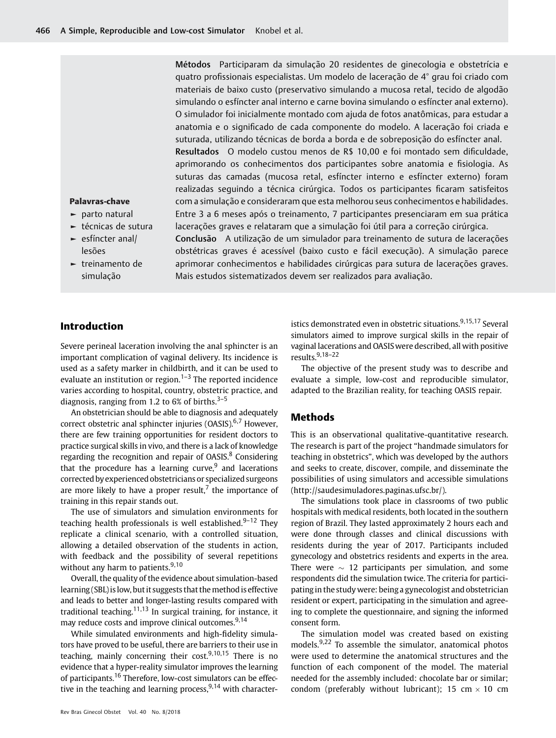**Métodos** Participaram da simulação 20 residentes de ginecologia e obstetrícia e quatro profissionais especialistas. Um modelo de laceração de 4° grau foi criado com materiais de baixo custo (preservativo simulando a mucosa retal, tecido de algodão simulando o esfíncter anal interno e carne bovina simulando o esfíncter anal externo). O simulador foi inicialmente montado com ajuda de fotos anatômicas, para estudar a anatomia e o significado de cada componente do modelo. A laceração foi criada e suturada, utilizando técnicas de borda a borda e de sobreposição do esfíncter anal.

**Resultados** O modelo custou menos de R$ 10,00 e foi montado sem dificuldade, aprimorando os conhecimentos dos participantes sobre anatomia e fisiologia. As suturas das camadas (mucosa retal, esfíncter interno e esfíncter externo) foram realizadas seguindo a técnica cirúrgica. Todos os participantes ficaram satisfeitos com a simulação e consideraram que esta melhorou seus conhecimentos e habilidades. Entre 3 a 6 meses após o treinamento, 7 participantes presenciaram em sua prática lacerações graves e relataram que a simulação foi útil para a correção cirúrgica.

**Conclusão** A utilização de um simulador para treinamento de sutura de lacerações obstétricas graves é acessível (baixo custo e fácil execução). A simulação parece aprimorar conhecimentos e habilidades cirúrgicas para sutura de lacerações graves. Mais estudos sistematizados devem ser realizados para avaliação.

**Palavras-chave**

- parto natural
- técnicas de sutura
- esfíncter anal/lesões
- treinamento de simulação

## Introduction

Severe perineal laceration involving the anal sphincter is an important complication of vaginal delivery. Its incidence is used as a safety marker in childbirth, and it can be used to evaluate an institution or region.[1–3] The reported incidence varies according to hospital, country, obstetric practice, and diagnosis, ranging from 1.2 to 6% of births.[3–5]

An obstetrician should be able to diagnosis and adequately correct obstetric anal sphincter injuries (OASIS).[6,7] However, there are few training opportunities for resident doctors to practice surgical skills in vivo, and there is a lack of knowledge regarding the recognition and repair of OASIS.[8] Considering that the procedure has a learning curve,[9] and lacerations corrected by experienced obstetricians or specialized surgeons are more likely to have a proper result,[7] the importance of training in this repair stands out.

The use of simulators and simulation environments for teaching health professionals is well established.[9–12] They replicate a clinical scenario, with a controlled situation, allowing a detailed observation of the students in action, with feedback and the possibility of several repetitions without any harm to patients.[9,10]

Overall, the quality of the evidence about simulation-based learning (SBL) is low, but it suggests that the method is effective and leads to better and longer-lasting results compared with traditional teaching.[11,13] In surgical training, for instance, it may reduce costs and improve clinical outcomes.[9,14]

While simulated environments and high-fidelity simulators have proved to be useful, there are barriers to their use in teaching, mainly concerning their cost.[9,10,15] There is no evidence that a hyper-reality simulator improves the learning of participants.[16] Therefore, low-cost simulators can be effective in the teaching and learning process,[9,14] with characteristics demonstrated even in obstetric situations.[9,15,17] Several simulators aimed to improve surgical skills in the repair of vaginal lacerations and OASIS were described, all with positive results.[9,18–22]

The objective of the present study was to describe and evaluate a simple, low-cost and reproducible simulator, adapted to the Brazilian reality, for teaching OASIS repair.

## Methods

This is an observational qualitative-quantitative research. The research is part of the project "handmade simulators for teaching in obstetrics", which was developed by the authors and seeks to create, discover, compile, and disseminate the possibilities of using simulators and accessible simulations (http://saudesimuladores.paginas.ufsc.br/).

The simulations took place in classrooms of two public hospitals with medical residents, both located in the southern region of Brazil. They lasted approximately 2 hours each and were done through classes and clinical discussions with residents during the year of 2017. Participants included gynecology and obstetrics residents and experts in the area. There were $\sim$ 12 participants per simulation, and some respondents did the simulation twice. The criteria for participating in the study were: being a gynecologist and obstetrician resident or expert, participating in the simulation and agreeing to complete the questionnaire, and signing the informed consent form.

The simulation model was created based on existing models.[9,22] To assemble the simulator, anatomical photos were used to determine the anatomical structures and the function of each component of the model. The material needed for the assembly included: chocolate bar or similar; condom (preferably without lubricant); 15 cm $\times$ 10 cm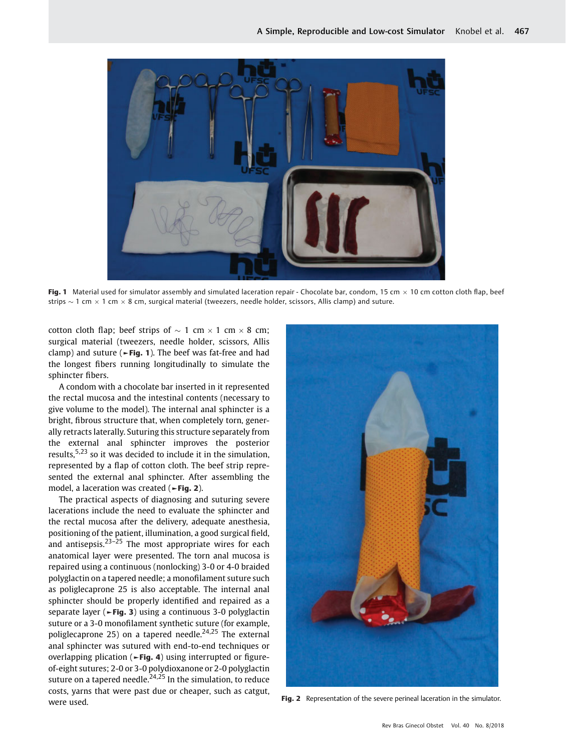Fig. 1 Material used for simulator assembly and simulated laceration repair - Chocolate bar, condom, 15 cm × 10 cm cotton cloth flap, beef strips ~ 1 cm × 1 cm × 8 cm, surgical material (tweezers, needle holder, scissors, Allis clamp) and suture.

cotton cloth flap; beef strips of ~ 1 cm × 1 cm × 8 cm; surgical material (tweezers, needle holder, scissors, Allis clamp) and suture (►Fig. 1). The beef was fat-free and had the longest fibers running longitudinally to simulate the sphincter fibers.

A condom with a chocolate bar inserted in it represented the rectal mucosa and the intestinal contents (necessary to give volume to the model). The internal anal sphincter is a bright, fibrous structure that, when completely torn, generally retracts laterally. Suturing this structure separately from the external anal sphincter improves the posterior results,[5,23] so it was decided to include it in the simulation, represented by a flap of cotton cloth. The beef strip represented the external anal sphincter. After assembling the model, a laceration was created (►Fig. 2).

The practical aspects of diagnosing and suturing severe lacerations include the need to evaluate the sphincter and the rectal mucosa after the delivery, adequate anesthesia, positioning of the patient, illumination, a good surgical field, and antisepsis.[23–25] The most appropriate wires for each anatomical layer were presented. The torn anal mucosa is repaired using a continuous (nonlocking) 3-0 or 4-0 braided polyglactin on a tapered needle; a monofilament suture such as poliglecaprone 25 is also acceptable. The internal anal sphincter should be properly identified and repaired as a separate layer (►Fig. 3) using a continuous 3-0 polyglactin suture or a 3-0 monofilament synthetic suture (for example, poliglecaprone 25) on a tapered needle.[24,25] The external anal sphincter was sutured with end-to-end techniques or overlapping plication (►Fig. 4) using interrupted or figure-of-eight sutures; 2-0 or 3-0 polydioxanone or 2-0 polyglactin suture on a tapered needle.[24,25] In the simulation, to reduce costs, yarns that were past due or cheaper, such as catgut, were used.

Fig. 2 Representation of the severe perineal laceration in the simulator.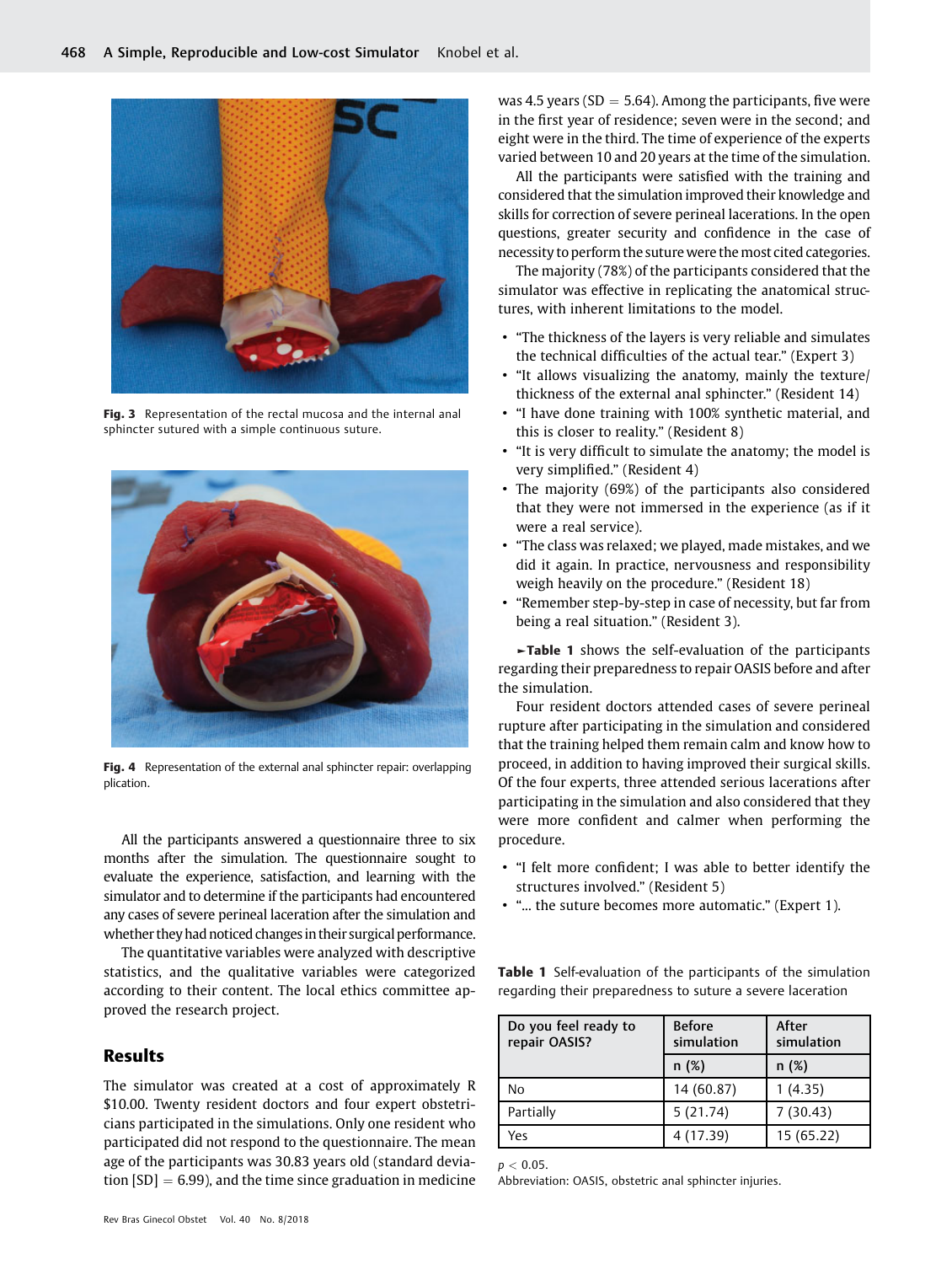Fig. 3 Representation of the rectal mucosa and the internal anal sphincter sutured with a simple continuous suture.

Fig. 4 Representation of the external anal sphincter repair: overlapping plication.

All the participants answered a questionnaire three to six months after the simulation. The questionnaire sought to evaluate the experience, satisfaction, and learning with the simulator and to determine if the participants had encountered any cases of severe perineal laceration after the simulation and whether they had noticed changes in their surgical performance.

The quantitative variables were analyzed with descriptive statistics, and the qualitative variables were categorized according to their content. The local ethics committee approved the research project.

## Results

The simulator was created at a cost of approximately R $10.00. Twenty resident doctors and four expert obstetricians participated in the simulations. Only one resident who participated did not respond to the questionnaire. The mean age of the participants was 30.83 years old (standard deviation [SD] = 6.99), and the time since graduation in medicine was 4.5 years (SD = 5.64). Among the participants, five were in the first year of residence; seven were in the second; and eight were in the third. The time of experience of the experts varied between 10 and 20 years at the time of the simulation.

All the participants were satisfied with the training and considered that the simulation improved their knowledge and skills for correction of severe perineal lacerations. In the open questions, greater security and confidence in the case of necessity to perform the suture were the most cited categories.

The majority (78%) of the participants considered that the simulator was effective in replicating the anatomical structures, with inherent limitations to the model.

- "The thickness of the layers is very reliable and simulates the technical difficulties of the actual tear." (Expert 3)
- "It allows visualizing the anatomy, mainly the texture/thickness of the external anal sphincter." (Resident 14)
- "I have done training with 100% synthetic material, and this is closer to reality." (Resident 8)
- "It is very difficult to simulate the anatomy; the model is very simplified." (Resident 4)
- The majority (69%) of the participants also considered that they were not immersed in the experience (as if it were a real service).
- "The class was relaxed; we played, made mistakes, and we did it again. In practice, nervousness and responsibility weigh heavily on the procedure." (Resident 18)
- "Remember step-by-step in case of necessity, but far from being a real situation." (Resident 3).

►**Table 1** shows the self-evaluation of the participants regarding their preparedness to repair OASIS before and after the simulation.

Four resident doctors attended cases of severe perineal rupture after participating in the simulation and considered that the training helped them remain calm and know how to proceed, in addition to having improved their surgical skills. Of the four experts, three attended serious lacerations after participating in the simulation and also considered that they were more confident and calmer when performing the procedure.

- "I felt more confident; I was able to better identify the structures involved." (Resident 5)
- "... the suture becomes more automatic." (Expert 1).

**Table 1** Self-evaluation of the participants of the simulation regarding their preparedness to suture a severe laceration

| Do you feel ready to repair OASIS? | Before simulation | After simulation |
|---|---|---|
| | n (%) | n (%) |
| No | 14 (60.87) | 1 (4.35) |
| Partially | 5 (21.74) | 7 (30.43) |
| Yes | 4 (17.39) | 15 (65.22) |

$p < 0.05$.
Abbreviation: OASIS, obstetric anal sphincter injuries.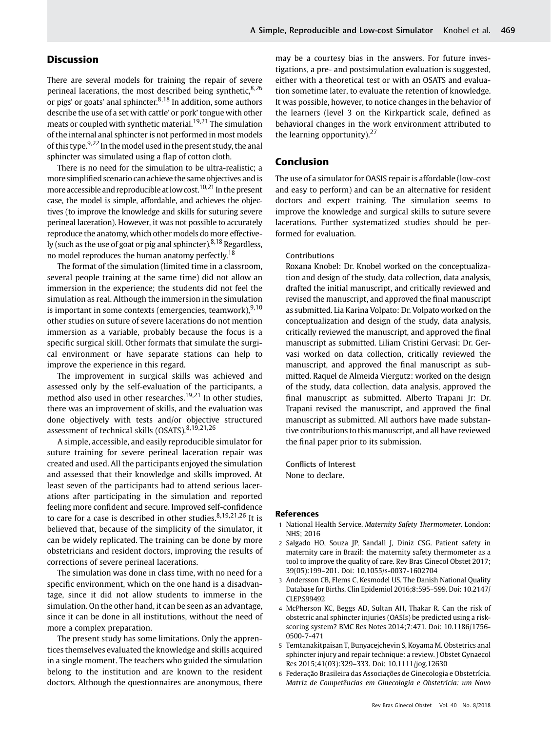## Discussion

There are several models for training the repair of severe perineal lacerations, the most described being synthetic,[8,26] or pigs' or goats' anal sphincter.[8,18] In addition, some authors describe the use of a set with cattle' or pork' tongue with other meats or coupled with synthetic material.[19,21] The simulation of the internal anal sphincter is not performed in most models of this type.[9,22] In the model used in the present study, the anal sphincter was simulated using a flap of cotton cloth.

There is no need for the simulation to be ultra-realistic; a more simplified scenario can achieve the same objectives and is more accessible and reproducible at low cost.[10,21] In the present case, the model is simple, affordable, and achieves the objectives (to improve the knowledge and skills for suturing severe perineal laceration). However, it was not possible to accurately reproduce the anatomy, which other models do more effectively (such as the use of goat or pig anal sphincter).[8,18] Regardless, no model reproduces the human anatomy perfectly.[18]

The format of the simulation (limited time in a classroom, several people training at the same time) did not allow an immersion in the experience; the students did not feel the simulation as real. Although the immersion in the simulation is important in some contexts (emergencies, teamwork),[9,10] other studies on suture of severe lacerations do not mention immersion as a variable, probably because the focus is a specific surgical skill. Other formats that simulate the surgical environment or have separate stations can help to improve the experience in this regard.

The improvement in surgical skills was achieved and assessed only by the self-evaluation of the participants, a method also used in other researches.[19,21] In other studies, there was an improvement of skills, and the evaluation was done objectively with tests and/or objective structured assessment of technical skills (OSATS).[8,19,21,26]

A simple, accessible, and easily reproducible simulator for suture training for severe perineal laceration repair was created and used. All the participants enjoyed the simulation and assessed that their knowledge and skills improved. At least seven of the participants had to attend serious lacerations after participating in the simulation and reported feeling more confident and secure. Improved self-confidence to care for a case is described in other studies.[8,19,21,26] It is believed that, because of the simplicity of the simulator, it can be widely replicated. The training can be done by more obstetricians and resident doctors, improving the results of corrections of severe perineal lacerations.

The simulation was done in class time, with no need for a specific environment, which on the one hand is a disadvantage, since it did not allow students to immerse in the simulation. On the other hand, it can be seen as an advantage, since it can be done in all institutions, without the need of more a complex preparation.

The present study has some limitations. Only the apprentices themselves evaluated the knowledge and skills acquired in a single moment. The teachers who guided the simulation belong to the institution and are known to the resident doctors. Although the questionnaires are anonymous, there may be a courtesy bias in the answers. For future investigations, a pre- and postsimulation evaluation is suggested, either with a theoretical test or with an OSATS and evaluation sometime later, to evaluate the retention of knowledge. It was possible, however, to notice changes in the behavior of the learners (level 3 on the Kirkpartick scale, defined as behavioral changes in the work environment attributed to the learning opportunity).[27]

## Conclusion

The use of a simulator for OASIS repair is affordable (low-cost and easy to perform) and can be an alternative for resident doctors and expert training. The simulation seems to improve the knowledge and surgical skills to suture severe lacerations. Further systematized studies should be performed for evaluation.

Contributions

Roxana Knobel: Dr. Knobel worked on the conceptualization and design of the study, data collection, data analysis, drafted the initial manuscript, and critically reviewed and revised the manuscript, and approved the final manuscript as submitted. Lia Karina Volpato: Dr. Volpato worked on the conceptualization and design of the study, data analysis, critically reviewed the manuscript, and approved the final manuscript as submitted. Liliam Cristini Gervasi: Dr. Gervasi worked on data collection, critically reviewed the manuscript, and approved the final manuscript as submitted. Raquel de Almeida Viergutz: worked on the design of the study, data collection, data analysis, approved the final manuscript as submitted. Alberto Trapani Jr: Dr. Trapani revised the manuscript, and approved the final manuscript as submitted. All authors have made substantive contributions to this manuscript, and all have reviewed the final paper prior to its submission.

Conflicts of Interest

None to declare.

## References

1 National Health Service. *Maternity Safety Thermometer*. London: NHS; 2016

2 Salgado HO, Souza JP, Sandall J, Diniz CSG. Patient safety in maternity care in Brazil: the maternity safety thermometer as a tool to improve the quality of care. Rev Bras Ginecol Obstet 2017; 39(05):199–201. Doi: 10.1055/s-0037-1602704

3 Andersson CB, Flems C, Kesmodel US. The Danish National Quality Database for Births. Clin Epidemiol 2016;8:595–599. Doi: 10.2147/CLEP.S99492

4 McPherson KC, Beggs AD, Sultan AH, Thakar R. Can the risk of obstetric anal sphincter injuries (OASIs) be predicted using a risk-scoring system? BMC Res Notes 2014;7:471. Doi: 10.1186/1756-0500-7-471

5 Temtanakitpaisan T, Bunyacejchevin S, Koyama M. Obstetrics anal sphincter injury and repair technique: a review. J Obstet Gynaecol Res 2015;41(03):329–333. Doi: 10.1111/jog.12630

6 Federação Brasileira das Associações de Ginecologia e Obstetrícia. *Matriz de Competências em Ginecologia e Obstetrícia: um Novo*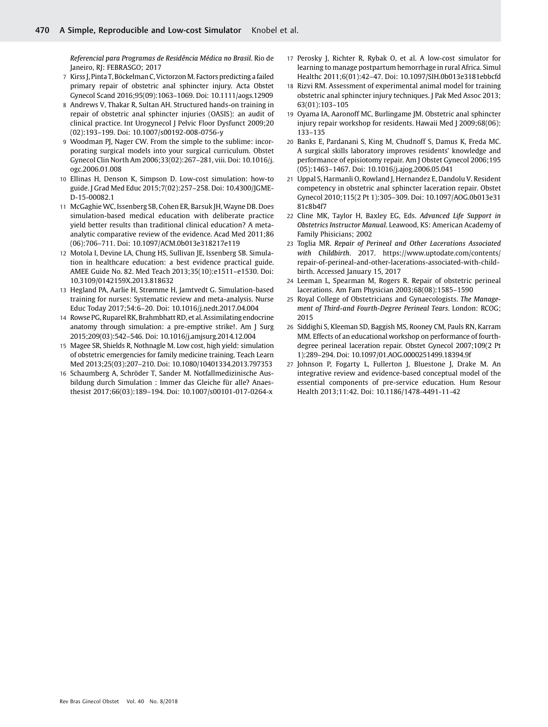*Referencial para Programas de Residência Médica no Brasil*. Rio de Janeiro, RJ: FEBRASGO; 2017

7 Kirss J, Pinta T, Böckelman C, Victorzon M. Factors predicting a failed primary repair of obstetric anal sphincter injury. Acta Obstet Gynecol Scand 2016;95(09):1063–1069. Doi: 10.1111/aogs.12909

8 Andrews V, Thakar R, Sultan AH. Structured hands-on training in repair of obstetric anal sphincter injuries (OASIS): an audit of clinical practice. Int Urogynecol J Pelvic Floor Dysfunct 2009;20 (02):193–199. Doi: 10.1007/s00192-008-0756-y

9 Woodman PJ, Nager CW. From the simple to the sublime: incorporating surgical models into your surgical curriculum. Obstet Gynecol Clin North Am 2006;33(02):267–281, viii. Doi: 10.1016/j.ogc.2006.01.008

10 Ellinas H, Denson K, Simpson D. Low-cost simulation: how-to guide. J Grad Med Educ 2015;7(02):257–258. Doi: 10.4300/JGME-D-15-00082.1

11 McGaghie WC, Issenberg SB, Cohen ER, Barsuk JH, Wayne DB. Does simulation-based medical education with deliberate practice yield better results than traditional clinical education? A meta-analytic comparative review of the evidence. Acad Med 2011;86 (06):706–711. Doi: 10.1097/ACM.0b013e318217e119

12 Motola I, Devine LA, Chung HS, Sullivan JE, Issenberg SB. Simulation in healthcare education: a best evidence practical guide. AMEE Guide No. 82. Med Teach 2013;35(10):e1511–e1530. Doi: 10.3109/0142159X.2013.818632

13 Hegland PA, Aarlie H, Strømme H, Jamtvedt G. Simulation-based training for nurses: Systematic review and meta-analysis. Nurse Educ Today 2017;54:6–20. Doi: 10.1016/j.nedt.2017.04.004

14 Rowse PG, Ruparel RK, Brahmbhatt RD, et al. Assimilating endocrine anatomy through simulation: a pre-emptive strike!. Am J Surg 2015;209(03):542–546. Doi: 10.1016/j.amjsurg.2014.12.004

15 Magee SR, Shields R, Nothnagle M. Low cost, high yield: simulation of obstetric emergencies for family medicine training. Teach Learn Med 2013;25(03):207–210. Doi: 10.1080/10401334.2013.797353

16 Schaumberg A, Schröder T, Sander M. Notfallmedizinische Ausbildung durch Simulation : Immer das Gleiche für alle? Anaesthesist 2017;66(03):189–194. Doi: 10.1007/s00101-017-0264-x

17 Perosky J, Richter R, Rybak O, et al. A low-cost simulator for learning to manage postpartum hemorrhage in rural Africa. Simul Healthc 2011;6(01):42–47. Doi: 10.1097/SIH.0b013e3181ebbcfd

18 Rizvi RM. Assessment of experimental animal model for training obstetric anal sphincter injury techniques. J Pak Med Assoc 2013; 63(01):103–105

19 Oyama IA, Aaronoff MC, Burlingame JM. Obstetric anal sphincter injury repair workshop for residents. Hawaii Med J 2009;68(06): 133–135

20 Banks E, Pardanani S, King M, Chudnoff S, Damus K, Freda MC. A surgical skills laboratory improves residents' knowledge and performance of episiotomy repair. Am J Obstet Gynecol 2006;195 (05):1463–1467. Doi: 10.1016/j.ajog.2006.05.041

21 Uppal S, Harmanli O, Rowland J, Hernandez E, Dandolu V. Resident competency in obstetric anal sphincter laceration repair. Obstet Gynecol 2010;115(2 Pt 1):305–309. Doi: 10.1097/AOG.0b013e3181c8b4f7

22 Cline MK, Taylor H, Baxley EG, Eds. *Advanced Life Support in Obstetrics Instructor Manual*. Leawood, KS: American Academy of Family Phisicians; 2002

23 Toglia MR. *Repair of Perineal and Other Lacerations Associated with Childbirth*. 2017. https://www.uptodate.com/contents/repair-of-perineal-and-other-lacerations-associated-with-childbirth. Accessed January 15, 2017

24 Leeman L, Spearman M, Rogers R. Repair of obstetric perineal lacerations. Am Fam Physician 2003;68(08):1585–1590

25 Royal College of Obstetricians and Gynaecologists. *The Management of Third-and Fourth-Degree Perineal Tears*. London: RCOG; 2015

26 Siddighi S, Kleeman SD, Baggish MS, Rooney CM, Pauls RN, Karram MM. Effects of an educational workshop on performance of fourth-degree perineal laceration repair. Obstet Gynecol 2007;109(2 Pt 1):289–294. Doi: 10.1097/01.AOG.0000251499.18394.9f

27 Johnson P, Fogarty L, Fullerton J, Bluestone J, Drake M. An integrative review and evidence-based conceptual model of the essential components of pre-service education. Hum Resour Health 2013;11:42. Doi: 10.1186/1478-4491-11-42